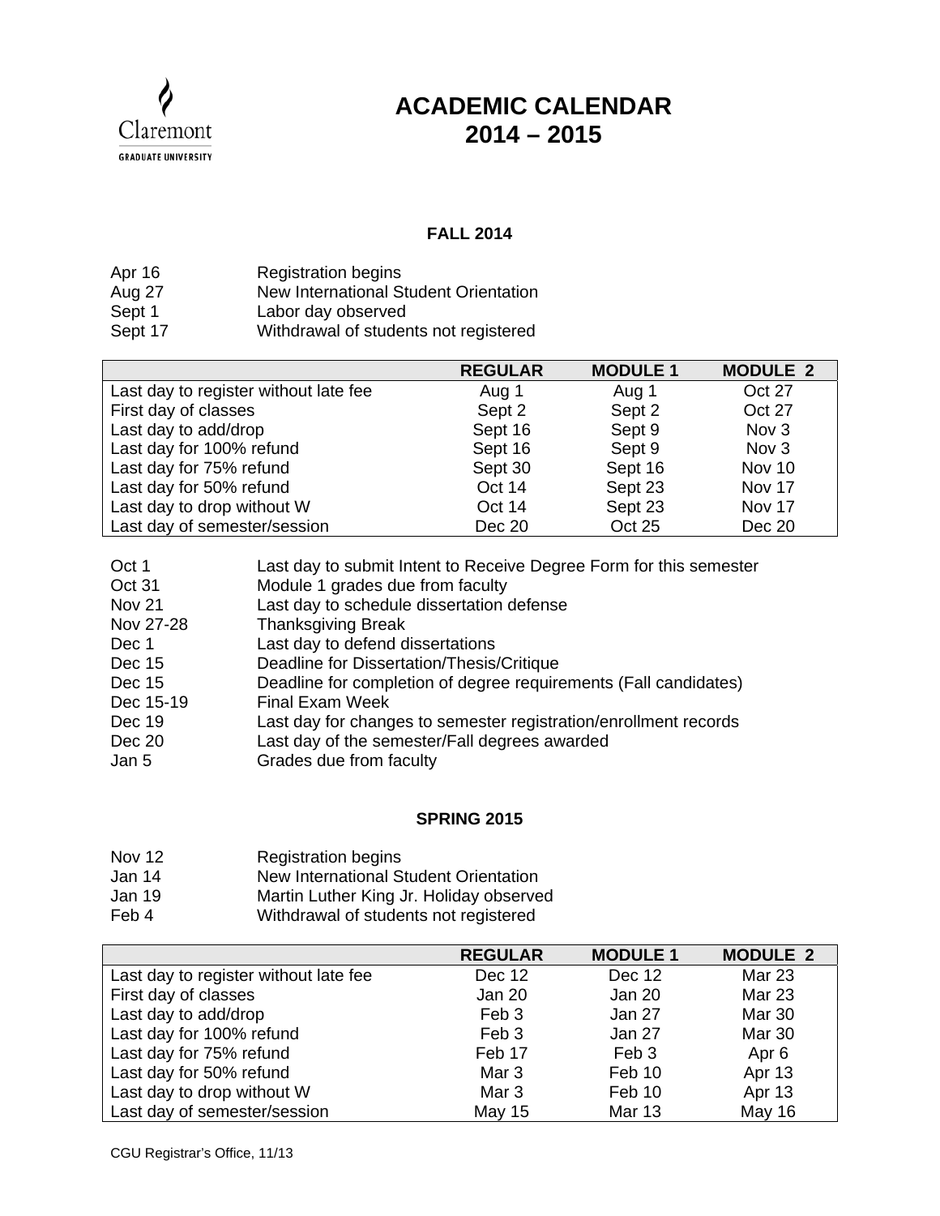Claremont GRADUATE UNIVERSITY

# ACADEMIC CALENDAR 2014 – 2015

## FALL 2014

| | |
|---|---|
| Apr 16 | Registration begins |
| Aug 27 | New International Student Orientation |
| Sept 1 | Labor day observed |
| Sept 17 | Withdrawal of students not registered |

| | REGULAR | MODULE 1 | MODULE 2 |
|---|---|---|---|
| Last day to register without late fee | Aug 1 | Aug 1 | Oct 27 |
| First day of classes | Sept 2 | Sept 2 | Oct 27 |
| Last day to add/drop | Sept 16 | Sept 9 | Nov 3 |
| Last day for 100% refund | Sept 16 | Sept 9 | Nov 3 |
| Last day for 75% refund | Sept 30 | Sept 16 | Nov 10 |
| Last day for 50% refund | Oct 14 | Sept 23 | Nov 17 |
| Last day to drop without W | Oct 14 | Sept 23 | Nov 17 |
| Last day of semester/session | Dec 20 | Oct 25 | Dec 20 |

| | |
|---|---|
| Oct 1 | Last day to submit Intent to Receive Degree Form for this semester |
| Oct 31 | Module 1 grades due from faculty |
| Nov 21 | Last day to schedule dissertation defense |
| Nov 27-28 | Thanksgiving Break |
| Dec 1 | Last day to defend dissertations |
| Dec 15 | Deadline for Dissertation/Thesis/Critique |
| Dec 15 | Deadline for completion of degree requirements (Fall candidates) |
| Dec 15-19 | Final Exam Week |
| Dec 19 | Last day for changes to semester registration/enrollment records |
| Dec 20 | Last day of the semester/Fall degrees awarded |
| Jan 5 | Grades due from faculty |

## SPRING 2015

| | |
|---|---|
| Nov 12 | Registration begins |
| Jan 14 | New International Student Orientation |
| Jan 19 | Martin Luther King Jr. Holiday observed |
| Feb 4 | Withdrawal of students not registered |

| | REGULAR | MODULE 1 | MODULE 2 |
|---|---|---|---|
| Last day to register without late fee | Dec 12 | Dec 12 | Mar 23 |
| First day of classes | Jan 20 | Jan 20 | Mar 23 |
| Last day to add/drop | Feb 3 | Jan 27 | Mar 30 |
| Last day for 100% refund | Feb 3 | Jan 27 | Mar 30 |
| Last day for 75% refund | Feb 17 | Feb 3 | Apr 6 |
| Last day for 50% refund | Mar 3 | Feb 10 | Apr 13 |
| Last day to drop without W | Mar 3 | Feb 10 | Apr 13 |
| Last day of semester/session | May 15 | Mar 13 | May 16 |

CGU Registrar's Office, 11/13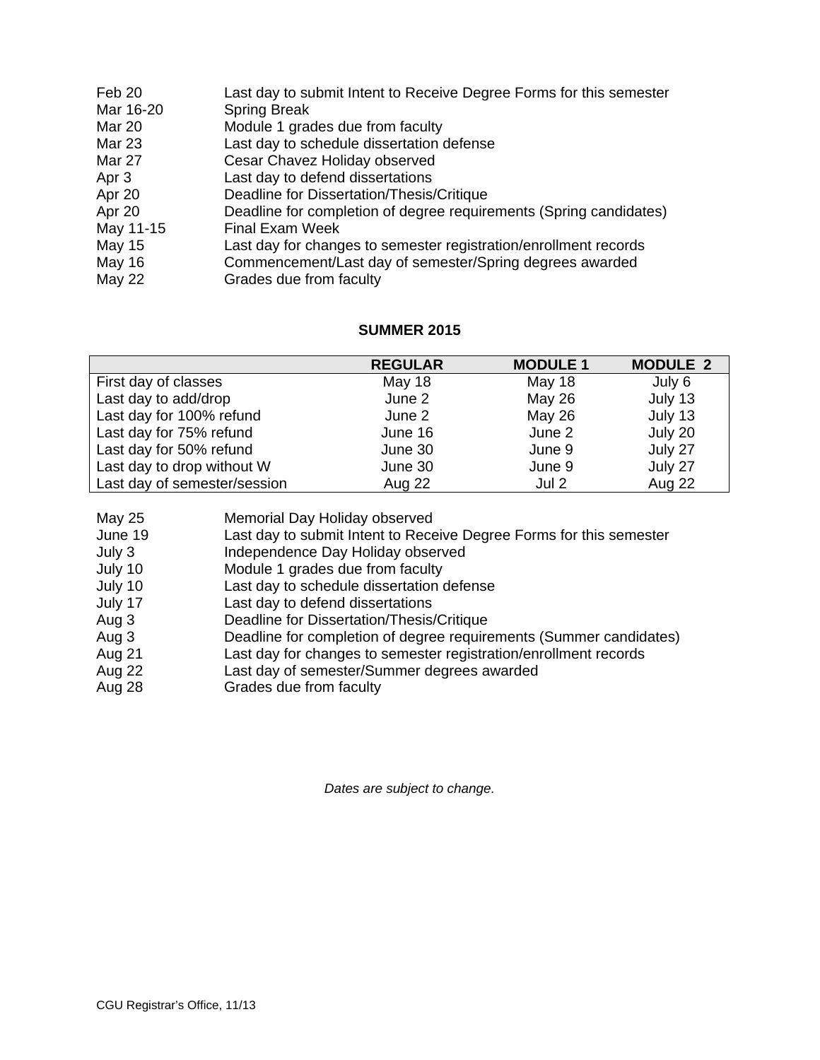| | |
|---|---|
| Feb 20 | Last day to submit Intent to Receive Degree Forms for this semester |
| Mar 16-20 | Spring Break |
| Mar 20 | Module 1 grades due from faculty |
| Mar 23 | Last day to schedule dissertation defense |
| Mar 27 | Cesar Chavez Holiday observed |
| Apr 3 | Last day to defend dissertations |
| Apr 20 | Deadline for Dissertation/Thesis/Critique |
| Apr 20 | Deadline for completion of degree requirements (Spring candidates) |
| May 11-15 | Final Exam Week |
| May 15 | Last day for changes to semester registration/enrollment records |
| May 16 | Commencement/Last day of semester/Spring degrees awarded |
| May 22 | Grades due from faculty |

## SUMMER 2015

| | REGULAR | MODULE 1 | MODULE 2 |
|---|---|---|---|
| First day of classes | May 18 | May 18 | July 6 |
| Last day to add/drop | June 2 | May 26 | July 13 |
| Last day for 100% refund | June 2 | May 26 | July 13 |
| Last day for 75% refund | June 16 | June 2 | July 20 |
| Last day for 50% refund | June 30 | June 9 | July 27 |
| Last day to drop without W | June 30 | June 9 | July 27 |
| Last day of semester/session | Aug 22 | Jul 2 | Aug 22 |

| | |
|---|---|
| May 25 | Memorial Day Holiday observed |
| June 19 | Last day to submit Intent to Receive Degree Forms for this semester |
| July 3 | Independence Day Holiday observed |
| July 10 | Module 1 grades due from faculty |
| July 10 | Last day to schedule dissertation defense |
| July 17 | Last day to defend dissertations |
| Aug 3 | Deadline for Dissertation/Thesis/Critique |
| Aug 3 | Deadline for completion of degree requirements (Summer candidates) |
| Aug 21 | Last day for changes to semester registration/enrollment records |
| Aug 22 | Last day of semester/Summer degrees awarded |
| Aug 28 | Grades due from faculty |

*Dates are subject to change.*

CGU Registrar's Office, 11/13